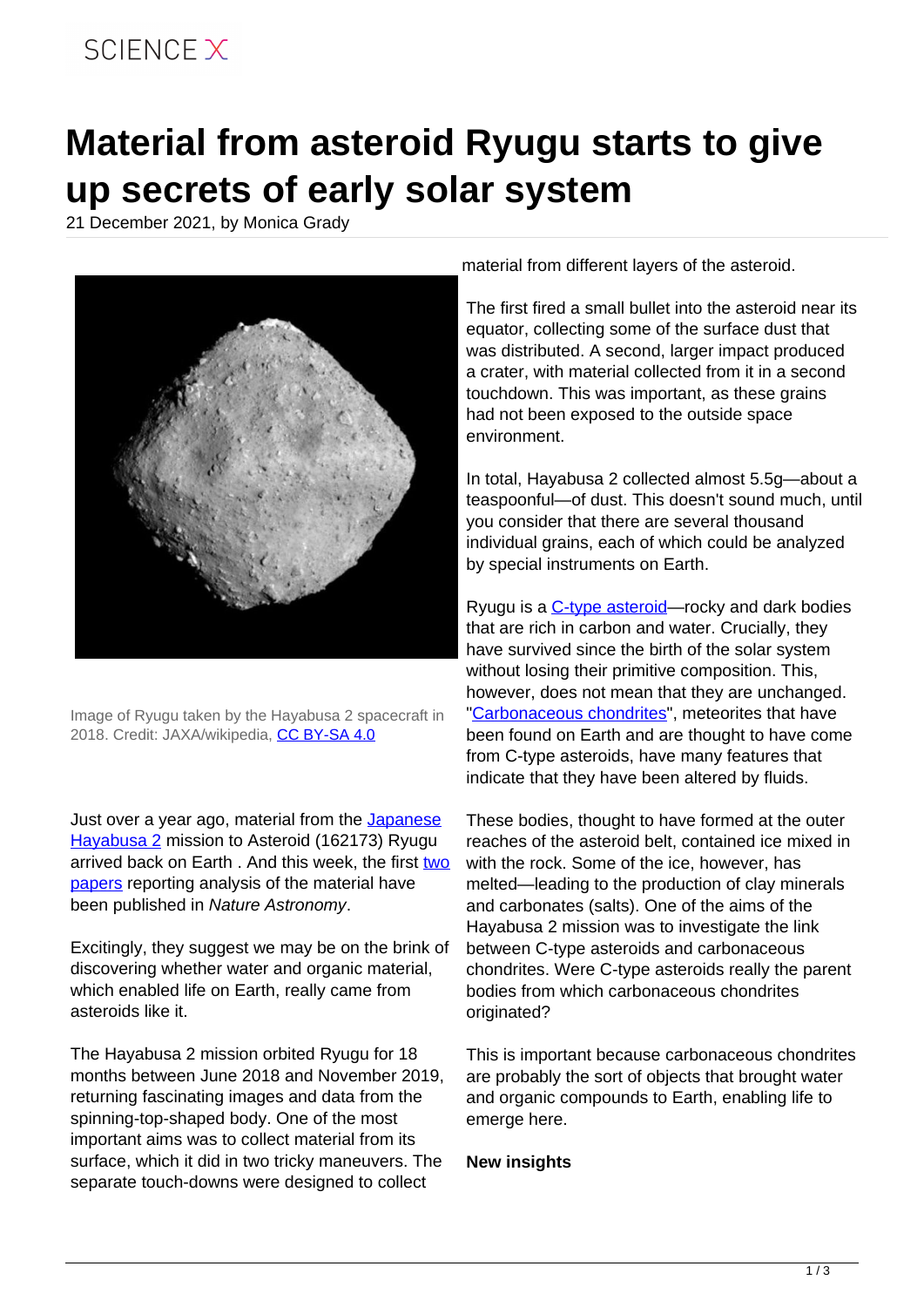# Material from asteroid Ryugu starts to give up secrets of early solar system

21 December 2021, by Monica Grady

Image of Ryugu taken by the Hayabusa 2 spacecraft in 2018. Credit: JAXA/wikipedia, CC BY-SA 4.0

Just over a year ago, material from the Japanese Hayabusa 2 mission to Asteroid (162173) Ryugu arrived back on Earth . And this week, the first two papers reporting analysis of the material have been published in *Nature Astronomy*.

Excitingly, they suggest we may be on the brink of discovering whether water and organic material, which enabled life on Earth, really came from asteroids like it.

The Hayabusa 2 mission orbited Ryugu for 18 months between June 2018 and November 2019, returning fascinating images and data from the spinning-top-shaped body. One of the most important aims was to collect material from its surface, which it did in two tricky maneuvers. The separate touch-downs were designed to collect material from different layers of the asteroid.

The first fired a small bullet into the asteroid near its equator, collecting some of the surface dust that was distributed. A second, larger impact produced a crater, with material collected from it in a second touchdown. This was important, as these grains had not been exposed to the outside space environment.

In total, Hayabusa 2 collected almost 5.5g—about a teaspoonful—of dust. This doesn't sound much, until you consider that there are several thousand individual grains, each of which could be analyzed by special instruments on Earth.

Ryugu is a C-type asteroid—rocky and dark bodies that are rich in carbon and water. Crucially, they have survived since the birth of the solar system without losing their primitive composition. This, however, does not mean that they are unchanged. "Carbonaceous chondrites", meteorites that have been found on Earth and are thought to have come from C-type asteroids, have many features that indicate that they have been altered by fluids.

These bodies, thought to have formed at the outer reaches of the asteroid belt, contained ice mixed in with the rock. Some of the ice, however, has melted—leading to the production of clay minerals and carbonates (salts). One of the aims of the Hayabusa 2 mission was to investigate the link between C-type asteroids and carbonaceous chondrites. Were C-type asteroids really the parent bodies from which carbonaceous chondrites originated?

This is important because carbonaceous chondrites are probably the sort of objects that brought water and organic compounds to Earth, enabling life to emerge here.

**New insights**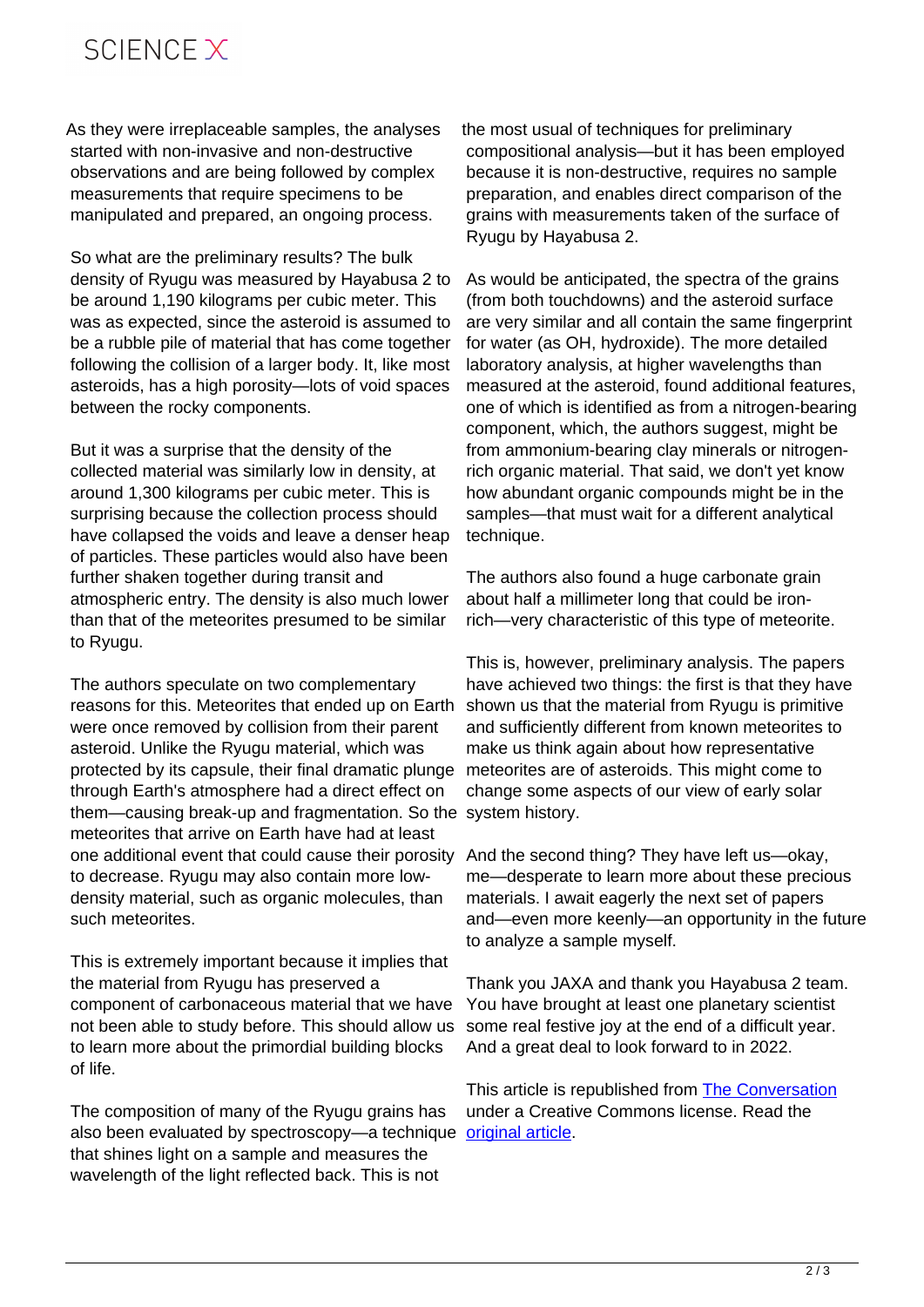As they were irreplaceable samples, the analyses started with non-invasive and non-destructive observations and are being followed by complex measurements that require specimens to be manipulated and prepared, an ongoing process.

So what are the preliminary results? The bulk density of Ryugu was measured by Hayabusa 2 to be around 1,190 kilograms per cubic meter. This was as expected, since the asteroid is assumed to be a rubble pile of material that has come together following the collision of a larger body. It, like most asteroids, has a high porosity—lots of void spaces between the rocky components.

But it was a surprise that the density of the collected material was similarly low in density, at around 1,300 kilograms per cubic meter. This is surprising because the collection process should have collapsed the voids and leave a denser heap of particles. These particles would also have been further shaken together during transit and atmospheric entry. The density is also much lower than that of the meteorites presumed to be similar to Ryugu.

The authors speculate on two complementary reasons for this. Meteorites that ended up on Earth were once removed by collision from their parent asteroid. Unlike the Ryugu material, which was protected by its capsule, their final dramatic plunge through Earth's atmosphere had a direct effect on them—causing break-up and fragmentation. So the meteorites that arrive on Earth have had at least one additional event that could cause their porosity to decrease. Ryugu may also contain more low-density material, such as organic molecules, than such meteorites.

This is extremely important because it implies that the material from Ryugu has preserved a component of carbonaceous material that we have not been able to study before. This should allow us to learn more about the primordial building blocks of life.

The composition of many of the Ryugu grains has also been evaluated by spectroscopy—a technique that shines light on a sample and measures the wavelength of the light reflected back. This is not the most usual of techniques for preliminary compositional analysis—but it has been employed because it is non-destructive, requires no sample preparation, and enables direct comparison of the grains with measurements taken of the surface of Ryugu by Hayabusa 2.

As would be anticipated, the spectra of the grains (from both touchdowns) and the asteroid surface are very similar and all contain the same fingerprint for water (as OH, hydroxide). The more detailed laboratory analysis, at higher wavelengths than measured at the asteroid, found additional features, one of which is identified as from a nitrogen-bearing component, which, the authors suggest, might be from ammonium-bearing clay minerals or nitrogen-rich organic material. That said, we don't yet know how abundant organic compounds might be in the samples—that must wait for a different analytical technique.

The authors also found a huge carbonate grain about half a millimeter long that could be iron-rich—very characteristic of this type of meteorite.

This is, however, preliminary analysis. The papers have achieved two things: the first is that they have shown us that the material from Ryugu is primitive and sufficiently different from known meteorites to make us think again about how representative meteorites are of asteroids. This might come to change some aspects of our view of early solar system history.

And the second thing? They have left us—okay, me—desperate to learn more about these precious materials. I await eagerly the next set of papers and—even more keenly—an opportunity in the future to analyze a sample myself.

Thank you JAXA and thank you Hayabusa 2 team. You have brought at least one planetary scientist some real festive joy at the end of a difficult year. And a great deal to look forward to in 2022.

This article is republished from [The Conversation](https://theconversation.com) under a Creative Commons license. Read the [original article](https://theconversation.com).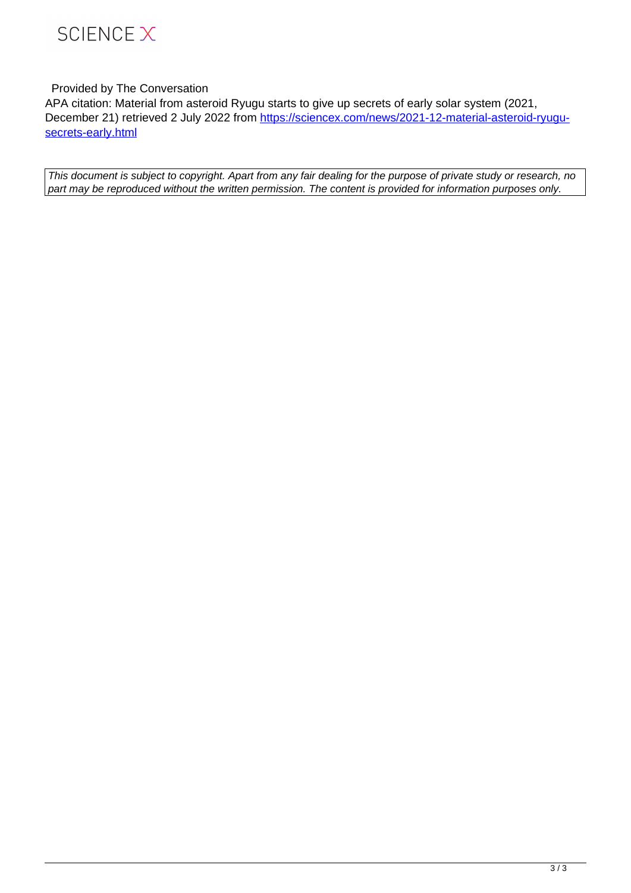Provided by The Conversation

APA citation: Material from asteroid Ryugu starts to give up secrets of early solar system (2021, December 21) retrieved 2 July 2022 from https://sciencex.com/news/2021-12-material-asteroid-ryugu-secrets-early.html

*This document is subject to copyright. Apart from any fair dealing for the purpose of private study or research, no part may be reproduced without the written permission. The content is provided for information purposes only.*